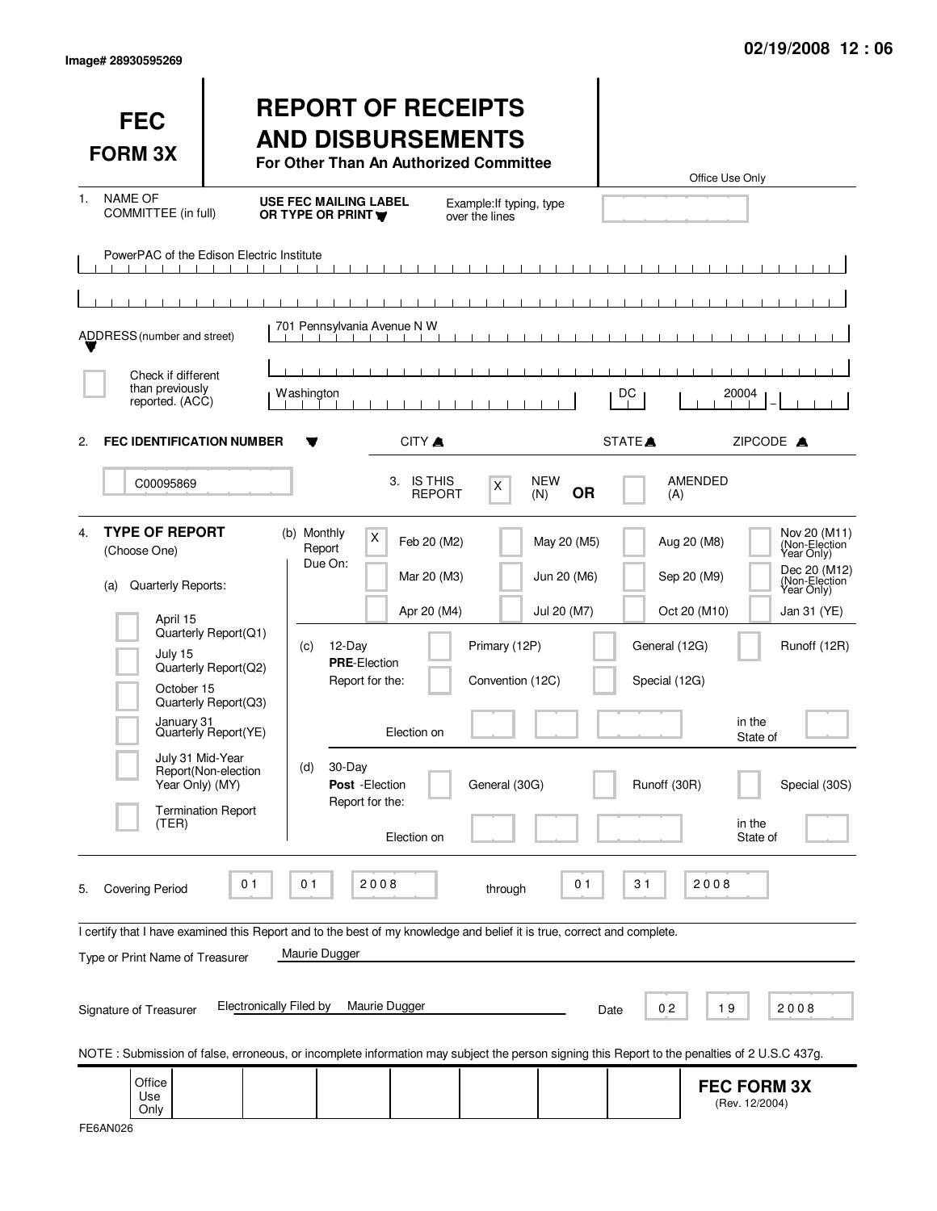Image# 28930595269

02/19/2008 12 : 06

# FEC FORM 3X

## REPORT OF RECEIPTS AND DISBURSEMENTS

**For Other Than An Authorized Committee**

Office Use Only

1. NAME OF COMMITTEE (in full) — USE FEC MAILING LABEL OR TYPE OR PRINT — Example: If typing, type over the lines

PowerPAC of the Edison Electric Institute

ADDRESS (number and street): 701 Pennsylvania Avenue N W

[ ] Check if different than previously reported. (ACC)

| CITY | STATE | ZIPCODE |
|---|---|---|
| Washington | DC | 20004 |

2. **FEC IDENTIFICATION NUMBER**: C00095869

3. IS THIS REPORT [X] NEW (N) **OR** [ ] AMENDED (A)

4. **TYPE OF REPORT** (Choose One)

(a) Quarterly Reports:
- [ ] April 15 Quarterly Report (Q1)
- [ ] July 15 Quarterly Report (Q2)
- [ ] October 15 Quarterly Report (Q3)
- [ ] January 31 Quarterly Report (YE)
- [ ] July 31 Mid-Year Report (Non-election Year Only) (MY)
- [ ] Termination Report (TER)

(b) Monthly Report Due On:
- [X] Feb 20 (M2)
- [ ] Mar 20 (M3)
- [ ] Apr 20 (M4)
- [ ] May 20 (M5)
- [ ] Jun 20 (M6)
- [ ] Jul 20 (M7)
- [ ] Aug 20 (M8)
- [ ] Sep 20 (M9)
- [ ] Oct 20 (M10)
- [ ] Nov 20 (M11) (Non-Election Year Only)
- [ ] Dec 20 (M12) (Non-Election Year Only)
- [ ] Jan 31 (YE)

(c) 12-Day **PRE**-Election Report for the:
- [ ] Primary (12P)
- [ ] General (12G)
- [ ] Runoff (12R)
- [ ] Convention (12C)
- [ ] Special (12G)

Election on ______ in the State of ______

(d) 30-Day **Post**-Election Report for the:
- [ ] General (30G)
- [ ] Runoff (30R)
- [ ] Special (30S)

Election on ______ in the State of ______

5. Covering Period 01 01 2008 through 01 31 2008

I certify that I have examined this Report and to the best of my knowledge and belief it is true, correct and complete.

Type or Print Name of Treasurer: Maurie Dugger

Signature of Treasurer: Electronically Filed by Maurie Dugger    Date: 02 19 2008

NOTE : Submission of false, erroneous, or incomplete information may subject the person signing this Report to the penalties of 2 U.S.C 437g.

Office Use Only

**FEC FORM 3X** (Rev. 12/2004)

FE6AN026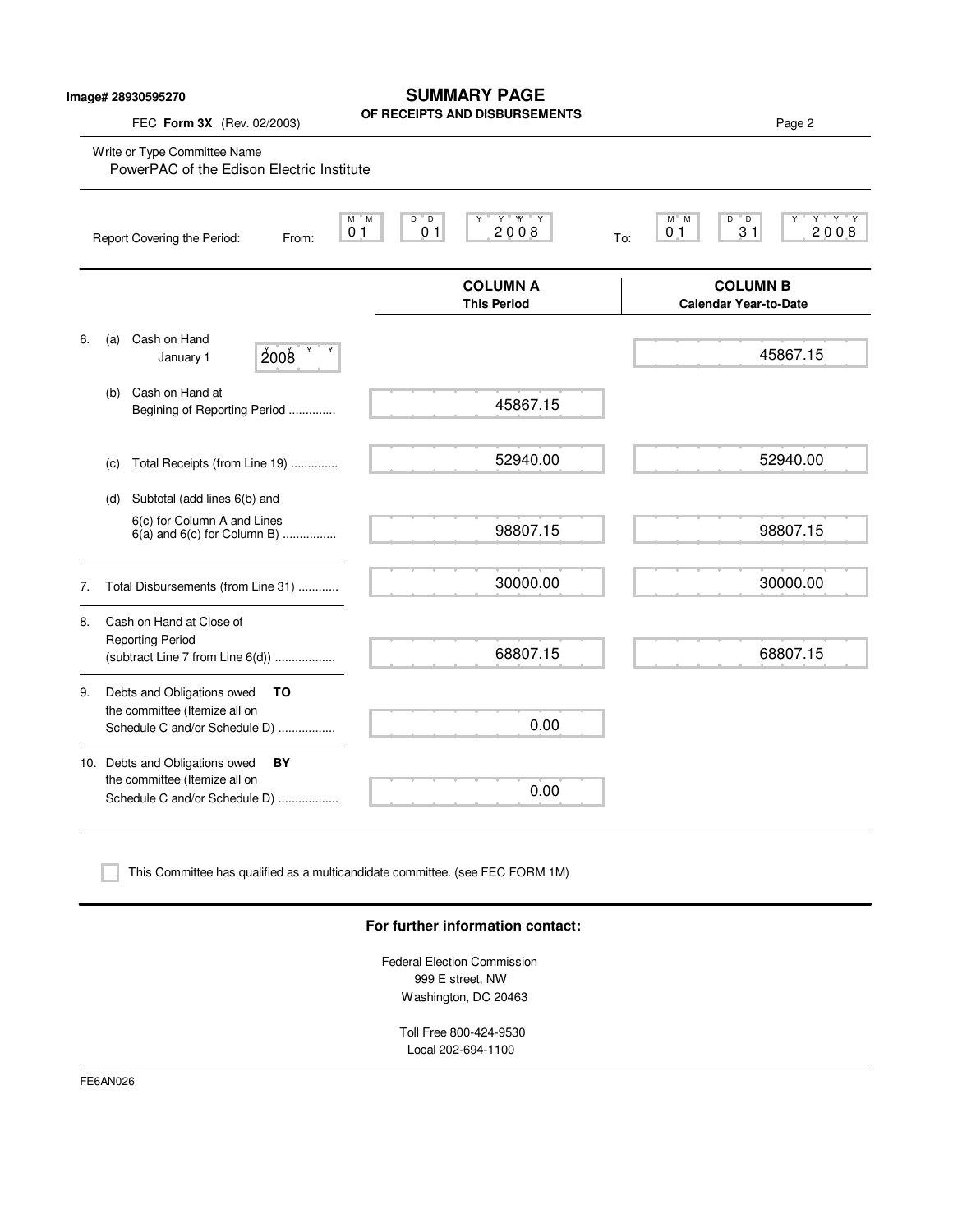Image# 28930595270

# SUMMARY PAGE
## OF RECEIPTS AND DISBURSEMENTS

FEC **Form 3X** (Rev. 02/2003)

Write or Type Committee Name
PowerPAC of the Edison Electric Institute

Report Covering the Period: From: 01 01 2008 To: 01 31 2008

| | | COLUMN A This Period | COLUMN B Calendar Year-to-Date |
|---|---|---|---|
| 6. | (a) Cash on Hand January 1 2008 | | 45867.15 |
| | (b) Cash on Hand at Begining of Reporting Period .............. | 45867.15 | |
| | (c) Total Receipts (from Line 19) .............. | 52940.00 | 52940.00 |
| | (d) Subtotal (add lines 6(b) and 6(c) for Column A and Lines 6(a) and 6(c) for Column B) ................ | 98807.15 | 98807.15 |
| 7. | Total Disbursements (from Line 31) ............ | 30000.00 | 30000.00 |
| 8. | Cash on Hand at Close of Reporting Period (subtract Line 7 from Line 6(d)) .................. | 68807.15 | 68807.15 |
| 9. | Debts and Obligations owed **TO** the committee (Itemize all on Schedule C and/or Schedule D) ................. | 0.00 | |
| 10. | Debts and Obligations owed **BY** the committee (Itemize all on Schedule C and/or Schedule D) .................. | 0.00 | |

☐ This Committee has qualified as a multicandidate committee. (see FEC FORM 1M)

**For further information contact:**

Federal Election Commission
999 E street, NW
Washington, DC 20463

Toll Free 800-424-9530
Local 202-694-1100

FE6AN026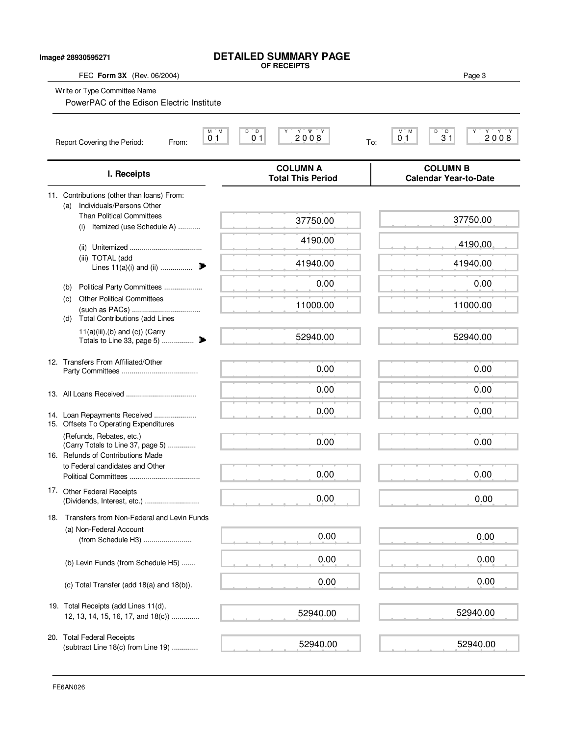Image# 28930595271

# DETAILED SUMMARY PAGE
## OF RECEIPTS

FEC **Form 3X** (Rev. 06/2004)

Write or Type Committee Name

PowerPAC of the Edison Electric Institute

Report Covering the Period: From: 01 01 2008 To: 01 31 2008

| I. Receipts | COLUMN A Total This Period | COLUMN B Calendar Year-to-Date |
|---|---|---|
| 11. Contributions (other than loans) From: | | |
| (a) Individuals/Persons Other Than Political Committees (i) Itemized (use Schedule A) | 37750.00 | 37750.00 |
| (ii) Unitemized | 4190.00 | 4190.00 |
| (iii) TOTAL (add Lines 11(a)(i) and (ii) | 41940.00 | 41940.00 |
| (b) Political Party Committees | 0.00 | 0.00 |
| (c) Other Political Committees (such as PACs) | 11000.00 | 11000.00 |
| (d) Total Contributions (add Lines 11(a)(iii),(b) and (c)) (Carry Totals to Line 33, page 5) | 52940.00 | 52940.00 |
| 12. Transfers From Affiliated/Other Party Committees | 0.00 | 0.00 |
| 13. All Loans Received | 0.00 | 0.00 |
| 14. Loan Repayments Received | 0.00 | 0.00 |
| 15. Offsets To Operating Expenditures (Refunds, Rebates, etc.) (Carry Totals to Line 37, page 5) | 0.00 | 0.00 |
| 16. Refunds of Contributions Made to Federal candidates and Other Political Committees | 0.00 | 0.00 |
| 17. Other Federal Receipts (Dividends, Interest, etc.) | 0.00 | 0.00 |
| 18. Transfers from Non-Federal and Levin Funds | | |
| (a) Non-Federal Account (from Schedule H3) | 0.00 | 0.00 |
| (b) Levin Funds (from Schedule H5) | 0.00 | 0.00 |
| (c) Total Transfer (add 18(a) and 18(b)). | 0.00 | 0.00 |
| 19. Total Receipts (add Lines 11(d), 12, 13, 14, 15, 16, 17, and 18(c)) | 52940.00 | 52940.00 |
| 20. Total Federal Receipts (subtract Line 18(c) from Line 19) | 52940.00 | 52940.00 |

FE6AN026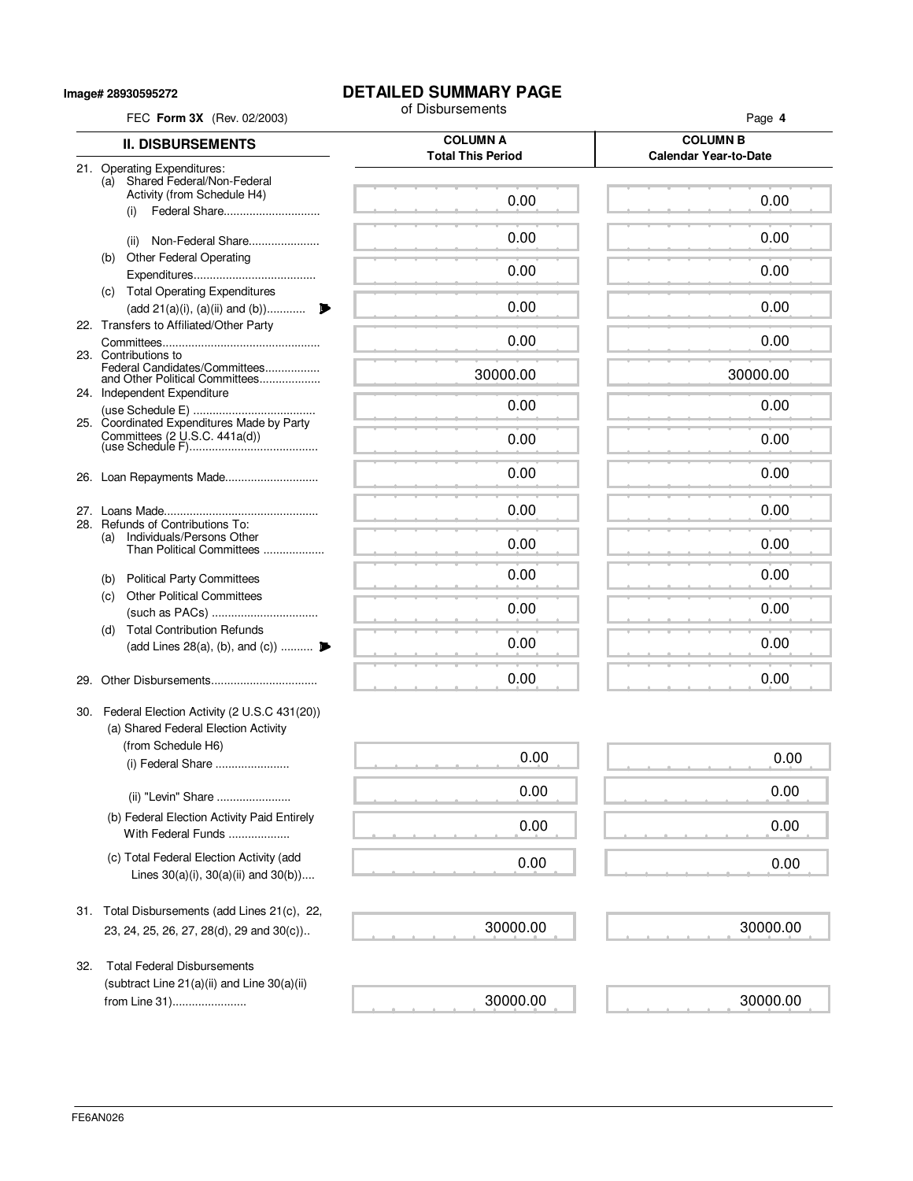Image# 28930595272

# DETAILED SUMMARY PAGE

of Disbursements

FEC **Form 3X** (Rev. 02/2003)

| II. DISBURSEMENTS | COLUMN A Total This Period | COLUMN B Calendar Year-to-Date |
|---|---|---|
| 21. Operating Expenditures: | | |
| (a) Shared Federal/Non-Federal Activity (from Schedule H4) | | |
| (i) Federal Share | 0.00 | 0.00 |
| (ii) Non-Federal Share | 0.00 | 0.00 |
| (b) Other Federal Operating Expenditures | 0.00 | 0.00 |
| (c) Total Operating Expenditures (add 21(a)(i), (a)(ii) and (b)) | 0.00 | 0.00 |
| 22. Transfers to Affiliated/Other Party Committees | 0.00 | 0.00 |
| 23. Contributions to Federal Candidates/Committees and Other Political Committees | 30000.00 | 30000.00 |
| 24. Independent Expenditure (use Schedule E) | 0.00 | 0.00 |
| 25. Coordinated Expenditures Made by Party Committees (2 U.S.C. 441a(d)) (use Schedule F) | 0.00 | 0.00 |
| 26. Loan Repayments Made | 0.00 | 0.00 |
| 27. Loans Made | 0.00 | 0.00 |
| 28. Refunds of Contributions To: | | |
| (a) Individuals/Persons Other Than Political Committees | 0.00 | 0.00 |
| (b) Political Party Committees | 0.00 | 0.00 |
| (c) Other Political Committees (such as PACs) | 0.00 | 0.00 |
| (d) Total Contribution Refunds (add Lines 28(a), (b), and (c)) | 0.00 | 0.00 |
| 29. Other Disbursements | 0.00 | 0.00 |
| 30. Federal Election Activity (2 U.S.C 431(20)) | | |
| (a) Shared Federal Election Activity (from Schedule H6) | | |
| (i) Federal Share | 0.00 | 0.00 |
| (ii) "Levin" Share | 0.00 | 0.00 |
| (b) Federal Election Activity Paid Entirely With Federal Funds | 0.00 | 0.00 |
| (c) Total Federal Election Activity (add Lines 30(a)(i), 30(a)(ii) and 30(b)) | 0.00 | 0.00 |
| 31. Total Disbursements (add Lines 21(c), 22, 23, 24, 25, 26, 27, 28(d), 29 and 30(c)) | 30000.00 | 30000.00 |
| 32. Total Federal Disbursements (subtract Line 21(a)(ii) and Line 30(a)(ii) from Line 31) | 30000.00 | 30000.00 |

FE6AN026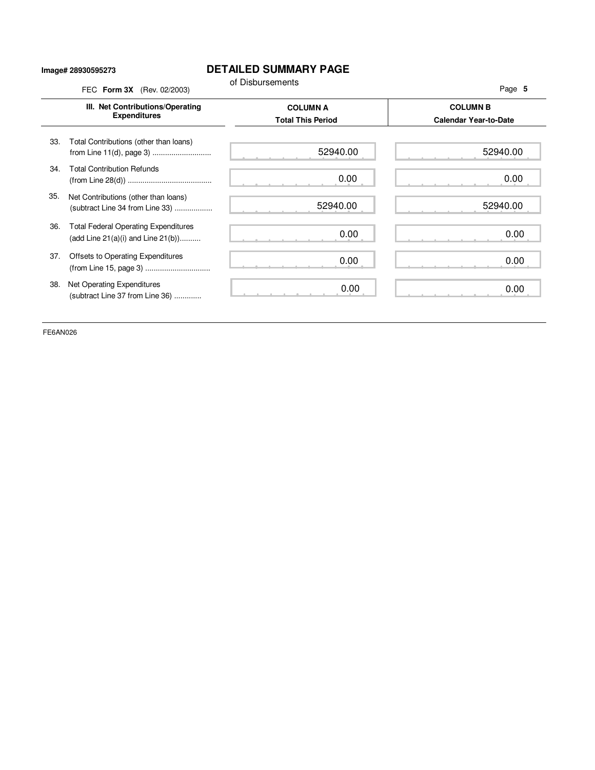**Image# 28930595273**

# DETAILED SUMMARY PAGE

of Disbursements

FEC **Form 3X** (Rev. 02/2003)

| III. Net Contributions/Operating Expenditures | COLUMN A Total This Period | COLUMN B Calendar Year-to-Date |
|---|---|---|
| 33. Total Contributions (other than loans) from Line 11(d), page 3 | 52940.00 | 52940.00 |
| 34. Total Contribution Refunds (from Line 28(d)) | 0.00 | 0.00 |
| 35. Net Contributions (other than loans) (subtract Line 34 from Line 33) | 52940.00 | 52940.00 |
| 36. Total Federal Operating Expenditures (add Line 21(a)(i) and Line 21(b)) | 0.00 | 0.00 |
| 37. Offsets to Operating Expenditures (from Line 15, page 3) | 0.00 | 0.00 |
| 38. Net Operating Expenditures (subtract Line 37 from Line 36) | 0.00 | 0.00 |

FE6AN026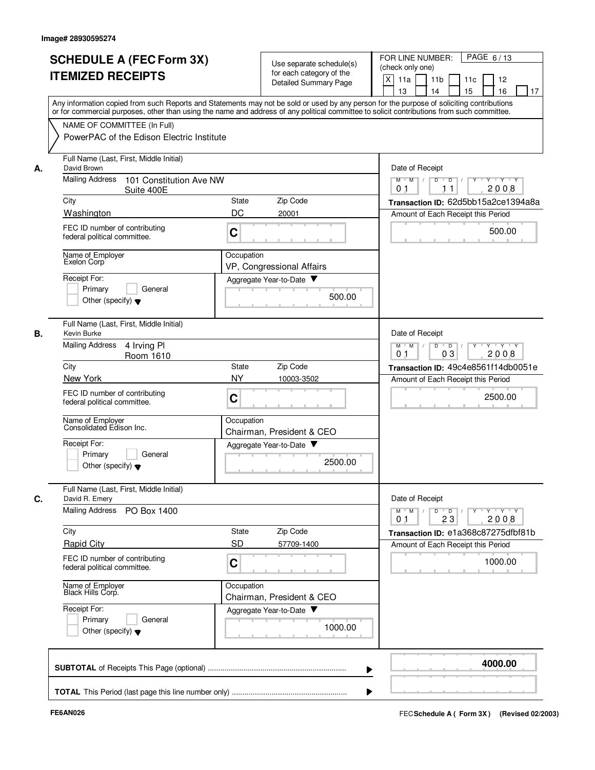Image# 28930595274

# SCHEDULE A (FEC Form 3X) ITEMIZED RECEIPTS

Use separate schedule(s) for each category of the Detailed Summary Page

FOR LINE NUMBER: (check only one)

[X] 11a [ ] 11b [ ] 11c [ ] 12 [ ] 13 [ ] 14 [ ] 15 [ ] 16 [ ] 17

PAGE 6 / 13

Any information copied from such Reports and Statements may not be sold or used by any person for the purpose of soliciting contributions or for commercial purposes, other than using the name and address of any political committee to solicit contributions from such committee.

NAME OF COMMITTEE (In Full)

PowerPAC of the Edison Electric Institute

---

**A.** Full Name (Last, First, Middle Initial): David Brown

Mailing Address: 101 Constitution Ave NW, Suite 400E

City: Washington | State: DC | Zip Code: 20001

FEC ID number of contributing federal political committee: C

Name of Employer: Exelon Corp

Occupation: VP, Congressional Affairs

Receipt For: [ ] Primary [ ] General [ ] Other (specify)

Aggregate Year-to-Date: 500.00

Date of Receipt: 01 / 11 / 2008

Transaction ID: 62d5bb15a2ce1394a8a

Amount of Each Receipt this Period: 500.00

---

**B.** Full Name (Last, First, Middle Initial): Kevin Burke

Mailing Address: 4 Irving Pl, Room 1610

City: New York | State: NY | Zip Code: 10003-3502

FEC ID number of contributing federal political committee: C

Name of Employer: Consolidated Edison Inc.

Occupation: Chairman, President & CEO

Receipt For: [ ] Primary [ ] General [ ] Other (specify)

Aggregate Year-to-Date: 2500.00

Date of Receipt: 01 / 03 / 2008

Transaction ID: 49c4e8561f14db0051e

Amount of Each Receipt this Period: 2500.00

---

**C.** Full Name (Last, First, Middle Initial): David R. Emery

Mailing Address: PO Box 1400

City: Rapid City | State: SD | Zip Code: 57709-1400

FEC ID number of contributing federal political committee: C

Name of Employer: Black Hills Corp.

Occupation: Chairman, President & CEO

Receipt For: [ ] Primary [ ] General [ ] Other (specify)

Aggregate Year-to-Date: 1000.00

Date of Receipt: 01 / 23 / 2008

Transaction ID: e1a368c87275dfbf81b

Amount of Each Receipt this Period: 1000.00

---

**SUBTOTAL** of Receipts This Page (optional): **4000.00**

**TOTAL** This Period (last page this line number only):

FE6AN026

FEC **Schedule A ( Form 3X )** (Revised 02/2003)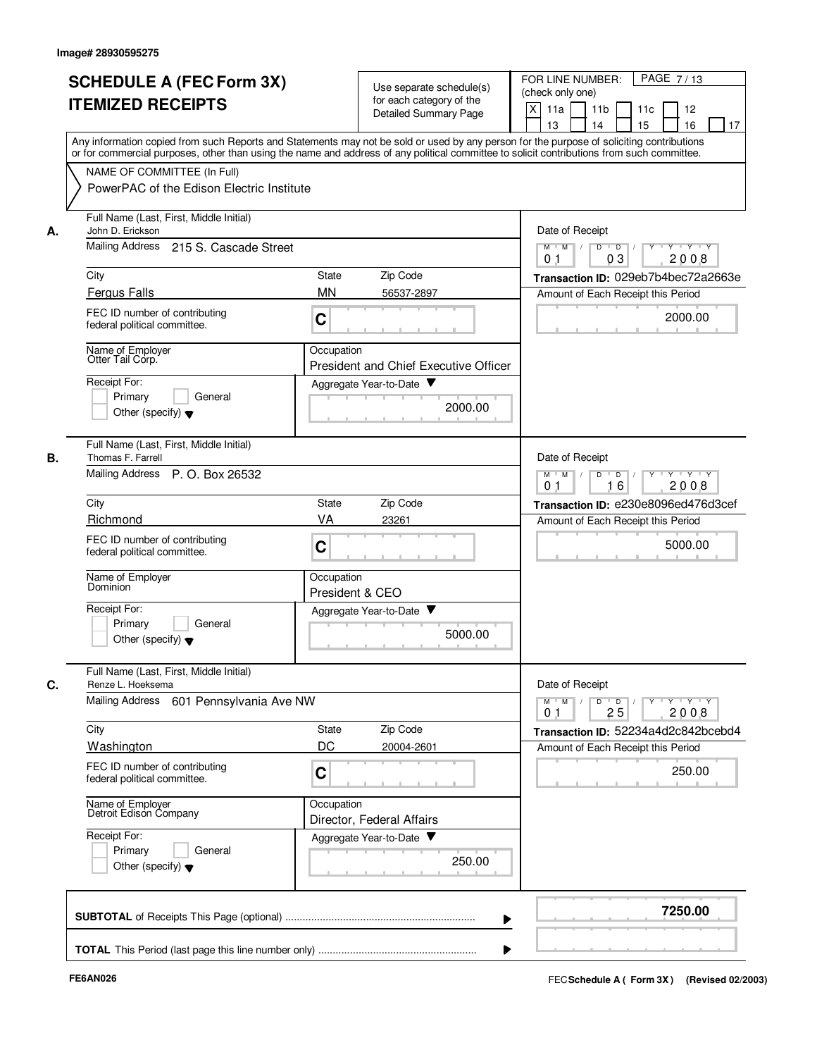Image# 28930595275

# SCHEDULE A (FEC Form 3X) ITEMIZED RECEIPTS

Use separate schedule(s) for each category of the Detailed Summary Page

FOR LINE NUMBER: (check only one)

[X] 11a [ ] 11b [ ] 11c [ ] 12 [ ] 13 [ ] 14 [ ] 15 [ ] 16 [ ] 17

Any information copied from such Reports and Statements may not be sold or used by any person for the purpose of soliciting contributions or for commercial purposes, other than using the name and address of any political committee to solicit contributions from such committee.

NAME OF COMMITTEE (In Full)

PowerPAC of the Edison Electric Institute

---

**A.** Full Name (Last, First, Middle Initial): John D. Erickson

Mailing Address: 215 S. Cascade Street

City: Fergus Falls | State: MN | Zip Code: 56537-2897

FEC ID number of contributing federal political committee: C

Name of Employer: Otter Tail Corp.

Occupation: President and Chief Executive Officer

Receipt For: [ ] Primary [ ] General [ ] Other (specify)

Aggregate Year-to-Date: 2000.00

Date of Receipt: 01 / 03 / 2008

Transaction ID: 029eb7b4bec72a2663e

Amount of Each Receipt this Period: 2000.00

---

**B.** Full Name (Last, First, Middle Initial): Thomas F. Farrell

Mailing Address: P. O. Box 26532

City: Richmond | State: VA | Zip Code: 23261

FEC ID number of contributing federal political committee: C

Name of Employer: Dominion

Occupation: President & CEO

Receipt For: [ ] Primary [ ] General [ ] Other (specify)

Aggregate Year-to-Date: 5000.00

Date of Receipt: 01 / 16 / 2008

Transaction ID: e230e8096ed476d3cef

Amount of Each Receipt this Period: 5000.00

---

**C.** Full Name (Last, First, Middle Initial): Renze L. Hoeksema

Mailing Address: 601 Pennsylvania Ave NW

City: Washington | State: DC | Zip Code: 20004-2601

FEC ID number of contributing federal political committee: C

Name of Employer: Detroit Edison Company

Occupation: Director, Federal Affairs

Receipt For: [ ] Primary [ ] General [ ] Other (specify)

Aggregate Year-to-Date: 250.00

Date of Receipt: 01 / 25 / 2008

Transaction ID: 52234a4d2c842bcebd4

Amount of Each Receipt this Period: 250.00

---

**SUBTOTAL** of Receipts This Page (optional): **7250.00**

**TOTAL** This Period (last page this line number only):

FE6AN026

FEC **Schedule A ( Form 3X )** (Revised 02/2003)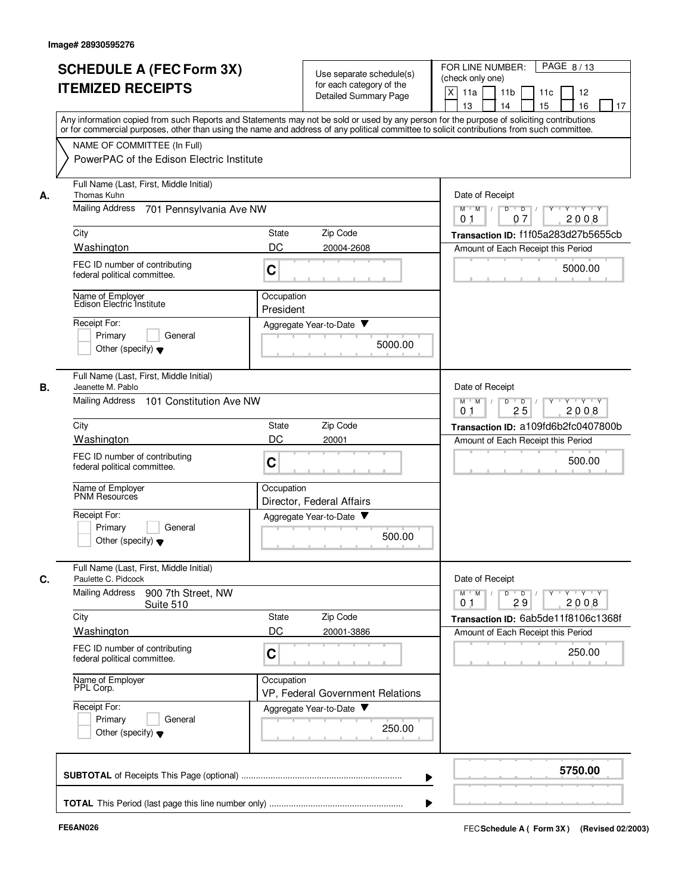Image# 28930595276

# SCHEDULE A (FEC Form 3X)
# ITEMIZED RECEIPTS

Use separate schedule(s) for each category of the Detailed Summary Page

FOR LINE NUMBER: (check only one)

[X] 11a [ ] 11b [ ] 11c [ ] 12 [ ] 13 [ ] 14 [ ] 15 [ ] 16 [ ] 17

PAGE 8 / 13

Any information copied from such Reports and Statements may not be sold or used by any person for the purpose of soliciting contributions or for commercial purposes, other than using the name and address of any political committee to solicit contributions from such committee.

NAME OF COMMITTEE (In Full)
PowerPAC of the Edison Electric Institute

---

**A.** Full Name (Last, First, Middle Initial): Thomas Kuhn

Mailing Address: 701 Pennsylvania Ave NW

| City | State | Zip Code |
|---|---|---|
| Washington | DC | 20004-2608 |

FEC ID number of contributing federal political committee: C

Name of Employer: Edison Electric Institute

Occupation: President

Receipt For: [ ] Primary [ ] General [ ] Other (specify)

Aggregate Year-to-Date: 5000.00

Date of Receipt: 01 / 07 / 2008

Transaction ID: f1f05a283d27b5655cb

Amount of Each Receipt this Period: 5000.00

---

**B.** Full Name (Last, First, Middle Initial): Jeanette M. Pablo

Mailing Address: 101 Constitution Ave NW

| City | State | Zip Code |
|---|---|---|
| Washington | DC | 20001 |

FEC ID number of contributing federal political committee: C

Name of Employer: PNM Resources

Occupation: Director, Federal Affairs

Receipt For: [ ] Primary [ ] General [ ] Other (specify)

Aggregate Year-to-Date: 500.00

Date of Receipt: 01 / 25 / 2008

Transaction ID: a109fd6b2fc0407800b

Amount of Each Receipt this Period: 500.00

---

**C.** Full Name (Last, First, Middle Initial): Paulette C. Pidcock

Mailing Address: 900 7th Street, NW Suite 510

| City | State | Zip Code |
|---|---|---|
| Washington | DC | 20001-3886 |

FEC ID number of contributing federal political committee: C

Name of Employer: PPL Corp.

Occupation: VP, Federal Government Relations

Receipt For: [ ] Primary [ ] General [ ] Other (specify)

Aggregate Year-to-Date: 250.00

Date of Receipt: 01 / 29 / 2008

Transaction ID: 6ab5de11f8106c1368f

Amount of Each Receipt this Period: 250.00

---

**SUBTOTAL** of Receipts This Page (optional) ........ **5750.00**

**TOTAL** This Period (last page this line number only) ........

FE6AN026

FEC **Schedule A ( Form 3X )** (Revised 02/2003)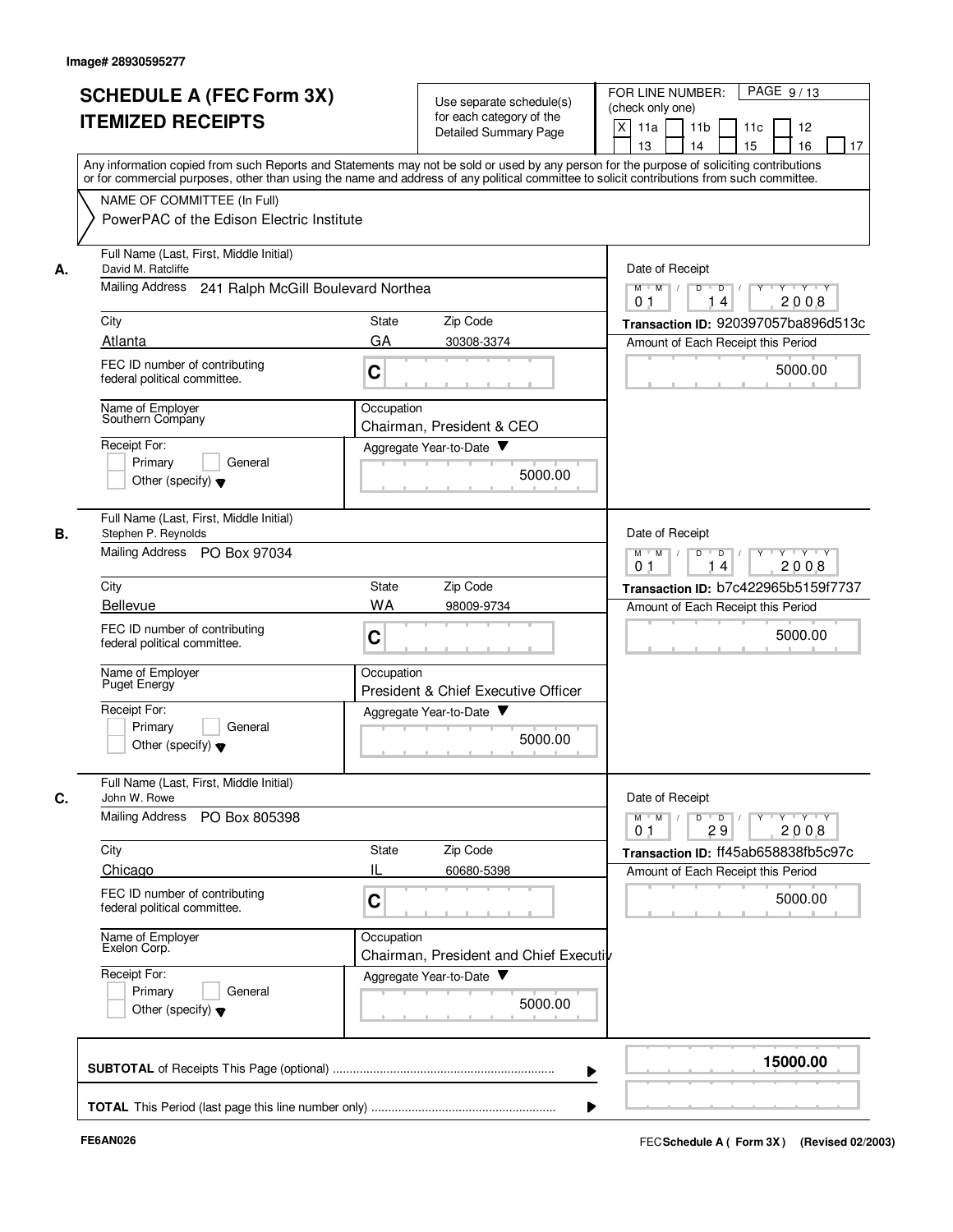Image# 28930595277

# SCHEDULE A (FEC Form 3X) ITEMIZED RECEIPTS

Use separate schedule(s) for each category of the Detailed Summary Page

FOR LINE NUMBER: (check only one)

[X] 11a [ ] 11b [ ] 11c [ ] 12 [ ] 13 [ ] 14 [ ] 15 [ ] 16 [ ] 17

Any information copied from such Reports and Statements may not be sold or used by any person for the purpose of soliciting contributions or for commercial purposes, other than using the name and address of any political committee to solicit contributions from such committee.

NAME OF COMMITTEE (In Full)
PowerPAC of the Edison Electric Institute

---

**A.** Full Name (Last, First, Middle Initial): David M. Ratcliffe

Mailing Address: 241 Ralph McGill Boulevard Northea

City: Atlanta | State: GA | Zip Code: 30308-3374

FEC ID number of contributing federal political committee: C

Name of Employer: Southern Company

Occupation: Chairman, President & CEO

Receipt For: [ ] Primary [ ] General [ ] Other (specify)

Aggregate Year-to-Date: 5000.00

Date of Receipt: 01 / 14 / 2008

Transaction ID: 920397057ba896d513c

Amount of Each Receipt this Period: 5000.00

---

**B.** Full Name (Last, First, Middle Initial): Stephen P. Reynolds

Mailing Address: PO Box 97034

City: Bellevue | State: WA | Zip Code: 98009-9734

FEC ID number of contributing federal political committee: C

Name of Employer: Puget Energy

Occupation: President & Chief Executive Officer

Receipt For: [ ] Primary [ ] General [ ] Other (specify)

Aggregate Year-to-Date: 5000.00

Date of Receipt: 01 / 14 / 2008

Transaction ID: b7c422965b5159f7737

Amount of Each Receipt this Period: 5000.00

---

**C.** Full Name (Last, First, Middle Initial): John W. Rowe

Mailing Address: PO Box 805398

City: Chicago | State: IL | Zip Code: 60680-5398

FEC ID number of contributing federal political committee: C

Name of Employer: Exelon Corp.

Occupation: Chairman, President and Chief Executiv

Receipt For: [ ] Primary [ ] General [ ] Other (specify)

Aggregate Year-to-Date: 5000.00

Date of Receipt: 01 / 29 / 2008

Transaction ID: ff45ab658838fb5c97c

Amount of Each Receipt this Period: 5000.00

---

**SUBTOTAL** of Receipts This Page (optional): 15000.00

**TOTAL** This Period (last page this line number only):

FE6AN026

FEC Schedule A (Form 3X) (Revised 02/2003)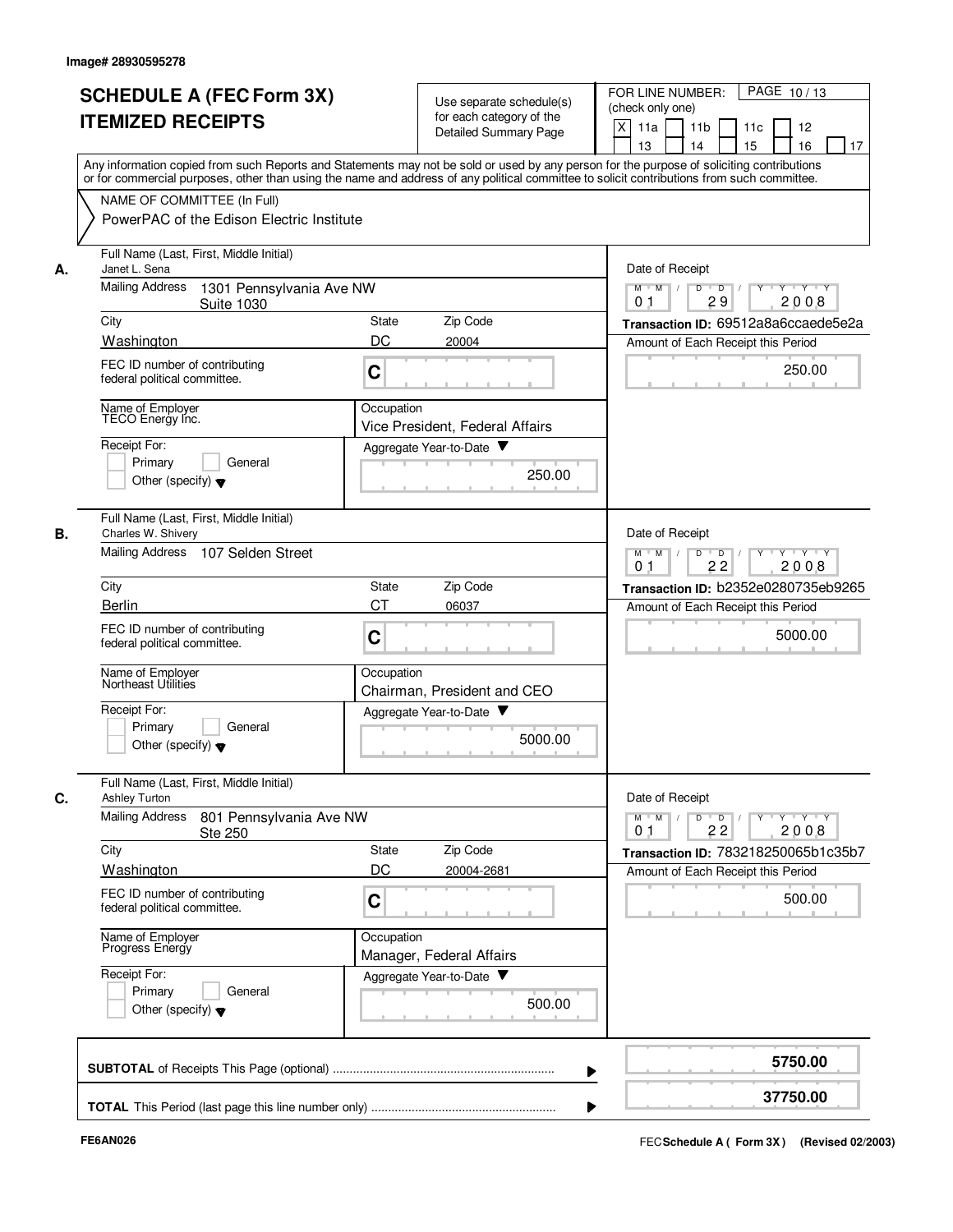Image# 28930595278

# SCHEDULE A (FEC Form 3X) ITEMIZED RECEIPTS

Use separate schedule(s) for each category of the Detailed Summary Page

FOR LINE NUMBER: (check only one)

[X] 11a [ ] 11b [ ] 11c [ ] 12 [ ] 13 [ ] 14 [ ] 15 [ ] 16 [ ] 17

PAGE 10 / 13

Any information copied from such Reports and Statements may not be sold or used by any person for the purpose of soliciting contributions or for commercial purposes, other than using the name and address of any political committee to solicit contributions from such committee.

NAME OF COMMITTEE (In Full)

PowerPAC of the Edison Electric Institute

---

**A.**

Full Name (Last, First, Middle Initial): Janet L. Sena

Mailing Address: 1301 Pennsylvania Ave NW Suite 1030

City: Washington | State: DC | Zip Code: 20004

FEC ID number of contributing federal political committee: C

Name of Employer: TECO Energy Inc.

Occupation: Vice President, Federal Affairs

Receipt For: [ ] Primary [ ] General [ ] Other (specify)

Aggregate Year-to-Date: 250.00

Date of Receipt: 01 29 2008

Transaction ID: 69512a8a6ccaede5e2a

Amount of Each Receipt this Period: 250.00

---

**B.**

Full Name (Last, First, Middle Initial): Charles W. Shivery

Mailing Address: 107 Selden Street

City: Berlin | State: CT | Zip Code: 06037

FEC ID number of contributing federal political committee: C

Name of Employer: Northeast Utilities

Occupation: Chairman, President and CEO

Receipt For: [ ] Primary [ ] General [ ] Other (specify)

Aggregate Year-to-Date: 5000.00

Date of Receipt: 01 22 2008

Transaction ID: b2352e0280735eb9265

Amount of Each Receipt this Period: 5000.00

---

**C.**

Full Name (Last, First, Middle Initial): Ashley Turton

Mailing Address: 801 Pennsylvania Ave NW Ste 250

City: Washington | State: DC | Zip Code: 20004-2681

FEC ID number of contributing federal political committee: C

Name of Employer: Progress Energy

Occupation: Manager, Federal Affairs

Receipt For: [ ] Primary [ ] General [ ] Other (specify)

Aggregate Year-to-Date: 500.00

Date of Receipt: 01 22 2008

Transaction ID: 783218250065b1c35b7

Amount of Each Receipt this Period: 500.00

---

**SUBTOTAL** of Receipts This Page (optional): **5750.00**

**TOTAL** This Period (last page this line number only): **37750.00**

FE6AN026

FEC **Schedule A ( Form 3X)** (Revised 02/2003)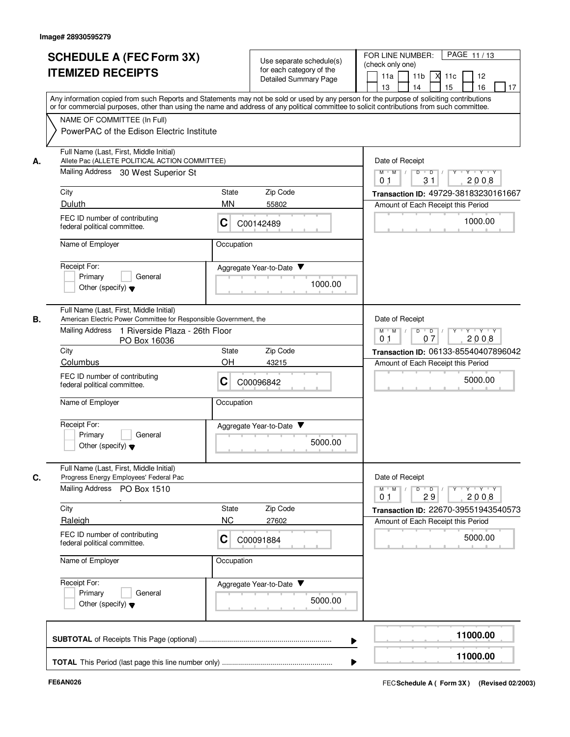Image# 28930595279

# SCHEDULE A (FEC Form 3X) ITEMIZED RECEIPTS

Use separate schedule(s) for each category of the Detailed Summary Page

FOR LINE NUMBER: (check only one)

11a | 11b | X 11c | 12 | 13 | 14 | 15 | 16 | 17

PAGE 11 / 13

Any information copied from such Reports and Statements may not be sold or used by any person for the purpose of soliciting contributions or for commercial purposes, other than using the name and address of any political committee to solicit contributions from such committee.

NAME OF COMMITTEE (In Full)
PowerPAC of the Edison Electric Institute

---

**A.** Full Name (Last, First, Middle Initial)
Allete Pac (ALLETE POLITICAL ACTION COMMITTEE)

Mailing Address: 30 West Superior St

City: Duluth | State: MN | Zip Code: 55802

FEC ID number of contributing federal political committee: C C00142489

Name of Employer: | Occupation:

Receipt For: Primary / General / Other (specify)

Aggregate Year-to-Date: 1000.00

Date of Receipt: 01 / 31 / 2008

Transaction ID: 49729-38183230161667

Amount of Each Receipt this Period: 1000.00

---

**B.** Full Name (Last, First, Middle Initial)
American Electric Power Committee for Responsible Government, the

Mailing Address: 1 Riverside Plaza - 26th Floor
PO Box 16036

City: Columbus | State: OH | Zip Code: 43215

FEC ID number of contributing federal political committee: C C00096842

Name of Employer: | Occupation:

Receipt For: Primary / General / Other (specify)

Aggregate Year-to-Date: 5000.00

Date of Receipt: 01 / 07 / 2008

Transaction ID: 06133-85540407896042

Amount of Each Receipt this Period: 5000.00

---

**C.** Full Name (Last, First, Middle Initial)
Progress Energy Employees' Federal Pac

Mailing Address: PO Box 1510
.

City: Raleigh | State: NC | Zip Code: 27602

FEC ID number of contributing federal political committee: C C00091884

Name of Employer: | Occupation:

Receipt For: Primary / General / Other (specify)

Aggregate Year-to-Date: 5000.00

Date of Receipt: 01 / 29 / 2008

Transaction ID: 22670-39551943540573

Amount of Each Receipt this Period: 5000.00

---

**SUBTOTAL** of Receipts This Page (optional) ........ 11000.00

**TOTAL** This Period (last page this line number only) ........ 11000.00

FE6AN026 | FEC **Schedule A ( Form 3X )** (Revised 02/2003)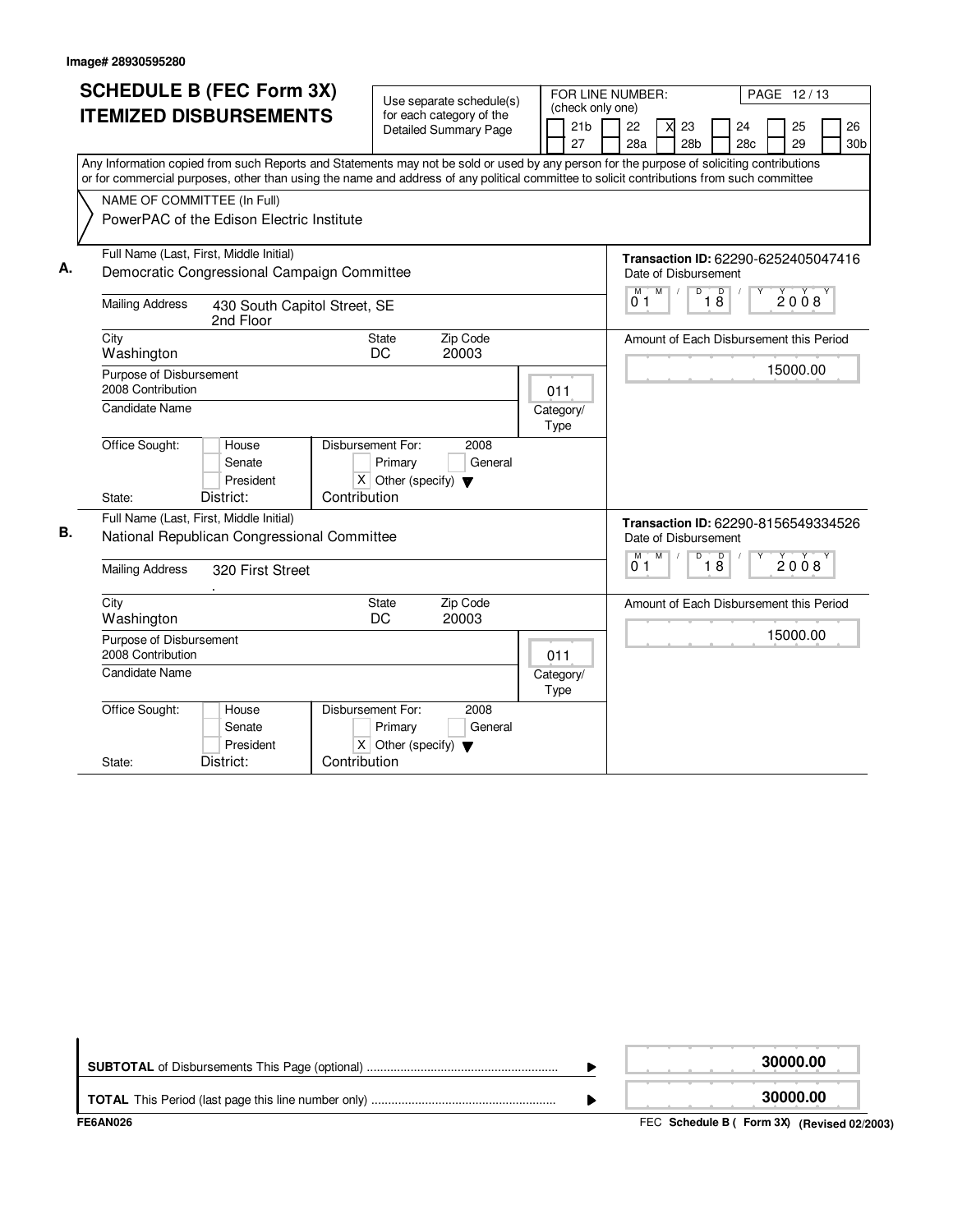Image# 28930595280

# SCHEDULE B (FEC Form 3X) ITEMIZED DISBURSEMENTS

Use separate schedule(s) for each category of the Detailed Summary Page

FOR LINE NUMBER: (check only one)

| 21b | 22 | X 23 | 24 | 25 | 26 |
|---|---|---|---|---|---|
| 27 | 28a | 28b | 28c | 29 | 30b |

PAGE 12 / 13

Any Information copied from such Reports and Statements may not be sold or used by any person for the purpose of soliciting contributions or for commercial purposes, other than using the name and address of any political committee to solicit contributions from such committee

NAME OF COMMITTEE (In Full)
PowerPAC of the Edison Electric Institute

**A.**

Full Name (Last, First, Middle Initial): Democratic Congressional Campaign Committee

Mailing Address: 430 South Capitol Street, SE, 2nd Floor

City: Washington | State: DC | Zip Code: 20003

Transaction ID: 62290-6252405047416

Date of Disbursement: 01 / 18 / 2008

Amount of Each Disbursement this Period: 15000.00

Purpose of Disbursement: 2008 Contribution

Category/Type: 011

Candidate Name:

Office Sought: House / Senate / President

Disbursement For: 2008 — Primary / General / X Other (specify): Contribution

State: District:

**B.**

Full Name (Last, First, Middle Initial): National Republican Congressional Committee

Mailing Address: 320 First Street

City: Washington | State: DC | Zip Code: 20003

Transaction ID: 62290-8156549334526

Date of Disbursement: 01 / 18 / 2008

Amount of Each Disbursement this Period: 15000.00

Purpose of Disbursement: 2008 Contribution

Category/Type: 011

Candidate Name:

Office Sought: House / Senate / President

Disbursement For: 2008 — Primary / General / X Other (specify): Contribution

State: District:

**SUBTOTAL** of Disbursements This Page (optional): 30000.00

**TOTAL** This Period (last page this line number only): 30000.00

FE6AN026 — FEC **Schedule B ( Form 3X) (Revised 02/2003)**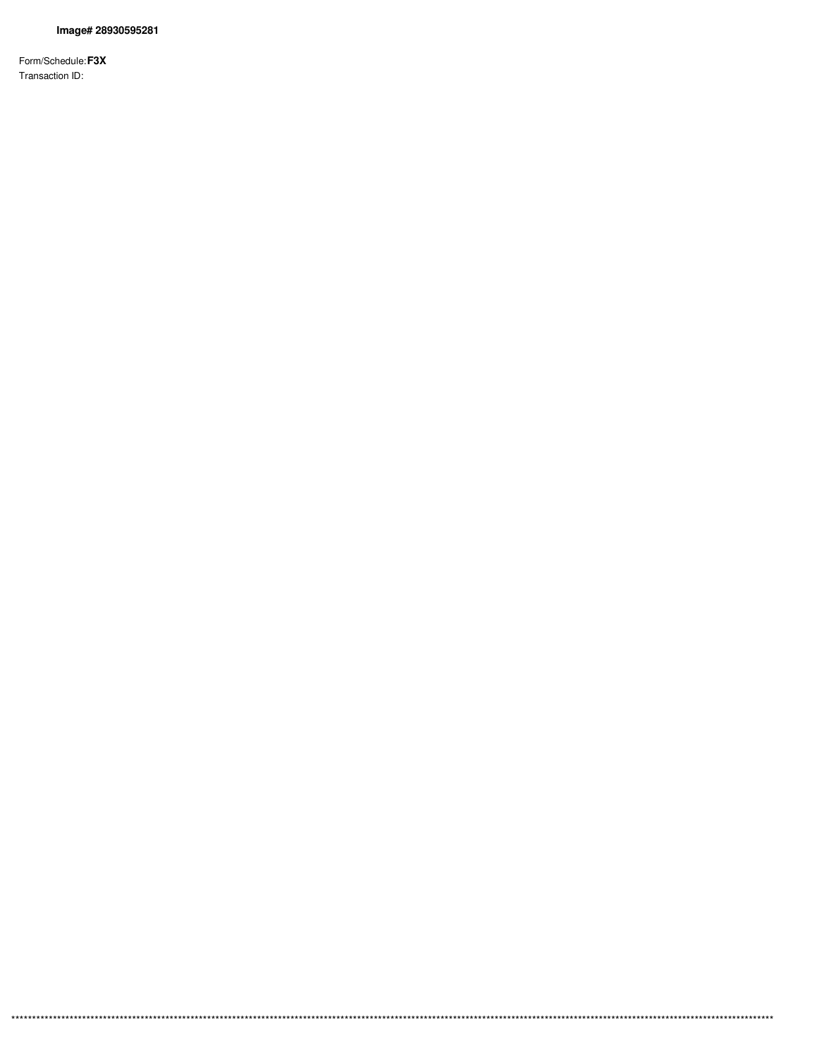**Image# 28930595281**

Form/Schedule: **F3X**
Transaction ID:

****************************************************************************************************************************************************************************************************************